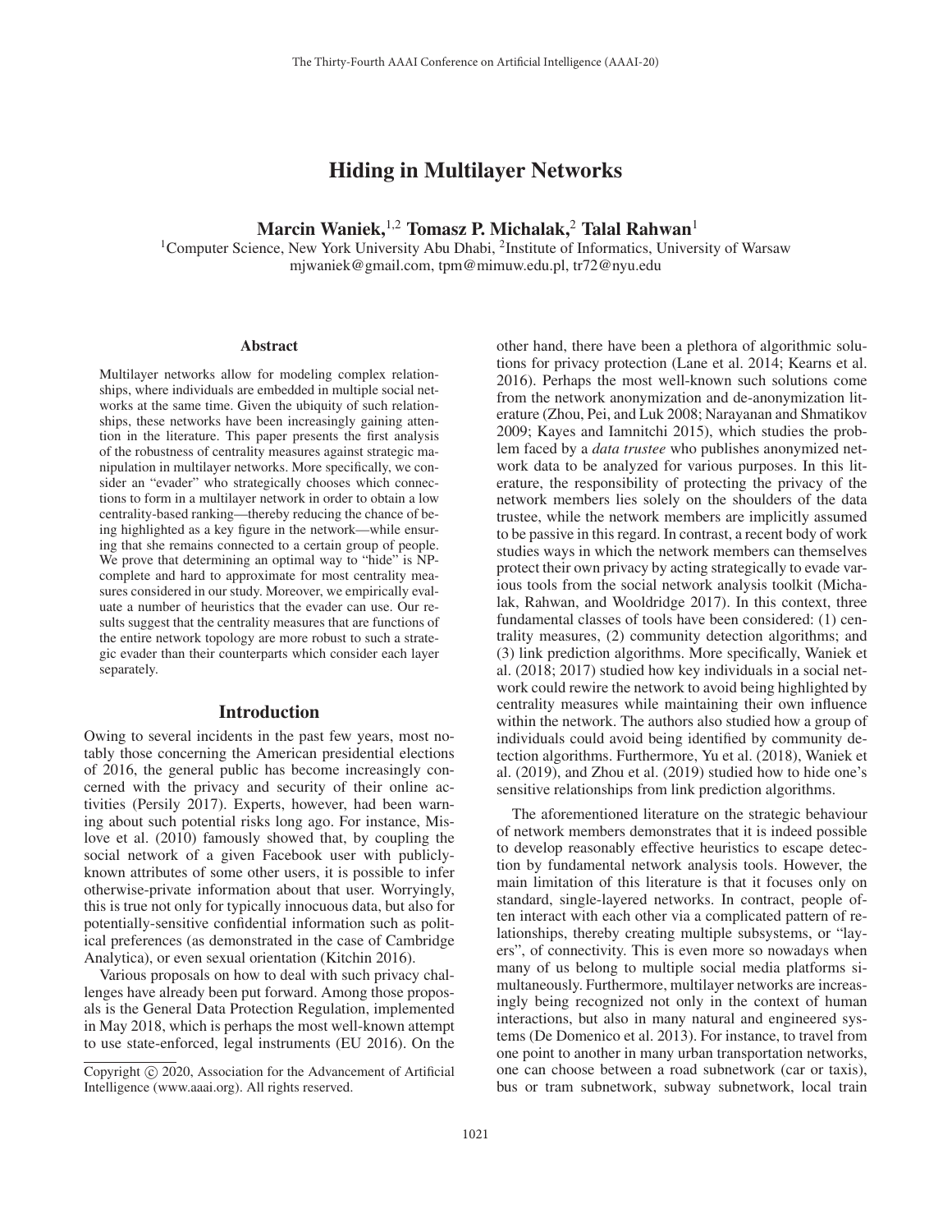# Hiding in Multilayer Networks

**Marcin Waniek,**[1,2] **Tomasz P. Michalak,**[2] **Talal Rahwan**[1]

[1]Computer Science, New York University Abu Dhabi, [2]Institute of Informatics, University of Warsaw
mjwaniek@gmail.com, tpm@mimuw.edu.pl, tr72@nyu.edu

## Abstract

Multilayer networks allow for modeling complex relationships, where individuals are embedded in multiple social networks at the same time. Given the ubiquity of such relationships, these networks have been increasingly gaining attention in the literature. This paper presents the first analysis of the robustness of centrality measures against strategic manipulation in multilayer networks. More specifically, we consider an "evader" who strategically chooses which connections to form in a multilayer network in order to obtain a low centrality-based ranking—thereby reducing the chance of being highlighted as a key figure in the network—while ensuring that she remains connected to a certain group of people. We prove that determining an optimal way to "hide" is NP-complete and hard to approximate for most centrality measures considered in our study. Moreover, we empirically evaluate a number of heuristics that the evader can use. Our results suggest that the centrality measures that are functions of the entire network topology are more robust to such a strategic evader than their counterparts which consider each layer separately.

## Introduction

Owing to several incidents in the past few years, most notably those concerning the American presidential elections of 2016, the general public has become increasingly concerned with the privacy and security of their online activities (Persily 2017). Experts, however, had been warning about such potential risks long ago. For instance, Mislove et al. (2010) famously showed that, by coupling the social network of a given Facebook user with publicly-known attributes of some other users, it is possible to infer otherwise-private information about that user. Worryingly, this is true not only for typically innocuous data, but also for potentially-sensitive confidential information such as political preferences (as demonstrated in the case of Cambridge Analytica), or even sexual orientation (Kitchin 2016).

Various proposals on how to deal with such privacy challenges have already been put forward. Among those proposals is the General Data Protection Regulation, implemented in May 2018, which is perhaps the most well-known attempt to use state-enforced, legal instruments (EU 2016). On the other hand, there have been a plethora of algorithmic solutions for privacy protection (Lane et al. 2014; Kearns et al. 2016). Perhaps the most well-known such solutions come from the network anonymization and de-anonymization literature (Zhou, Pei, and Luk 2008; Narayanan and Shmatikov 2009; Kayes and Iamnitchi 2015), which studies the problem faced by a *data trustee* who publishes anonymized network data to be analyzed for various purposes. In this literature, the responsibility of protecting the privacy of the network members lies solely on the shoulders of the data trustee, while the network members are implicitly assumed to be passive in this regard. In contrast, a recent body of work studies ways in which the network members can themselves protect their own privacy by acting strategically to evade various tools from the social network analysis toolkit (Michalak, Rahwan, and Wooldridge 2017). In this context, three fundamental classes of tools have been considered: (1) centrality measures, (2) community detection algorithms; and (3) link prediction algorithms. More specifically, Waniek et al. (2018; 2017) studied how key individuals in a social network could rewire the network to avoid being highlighted by centrality measures while maintaining their own influence within the network. The authors also studied how a group of individuals could avoid being identified by community detection algorithms. Furthermore, Yu et al. (2018), Waniek et al. (2019), and Zhou et al. (2019) studied how to hide one's sensitive relationships from link prediction algorithms.

The aforementioned literature on the strategic behaviour of network members demonstrates that it is indeed possible to develop reasonably effective heuristics to escape detection by fundamental network analysis tools. However, the main limitation of this literature is that it focuses only on standard, single-layered networks. In contract, people often interact with each other via a complicated pattern of relationships, thereby creating multiple subsystems, or "layers", of connectivity. This is even more so nowadays when many of us belong to multiple social media platforms simultaneously. Furthermore, multilayer networks are increasingly being recognized not only in the context of human interactions, but also in many natural and engineered systems (De Domenico et al. 2013). For instance, to travel from one point to another in many urban transportation networks, one can choose between a road subnetwork (car or taxis), bus or tram subnetwork, subway subnetwork, local train

Copyright © 2020, Association for the Advancement of Artificial Intelligence (www.aaai.org). All rights reserved.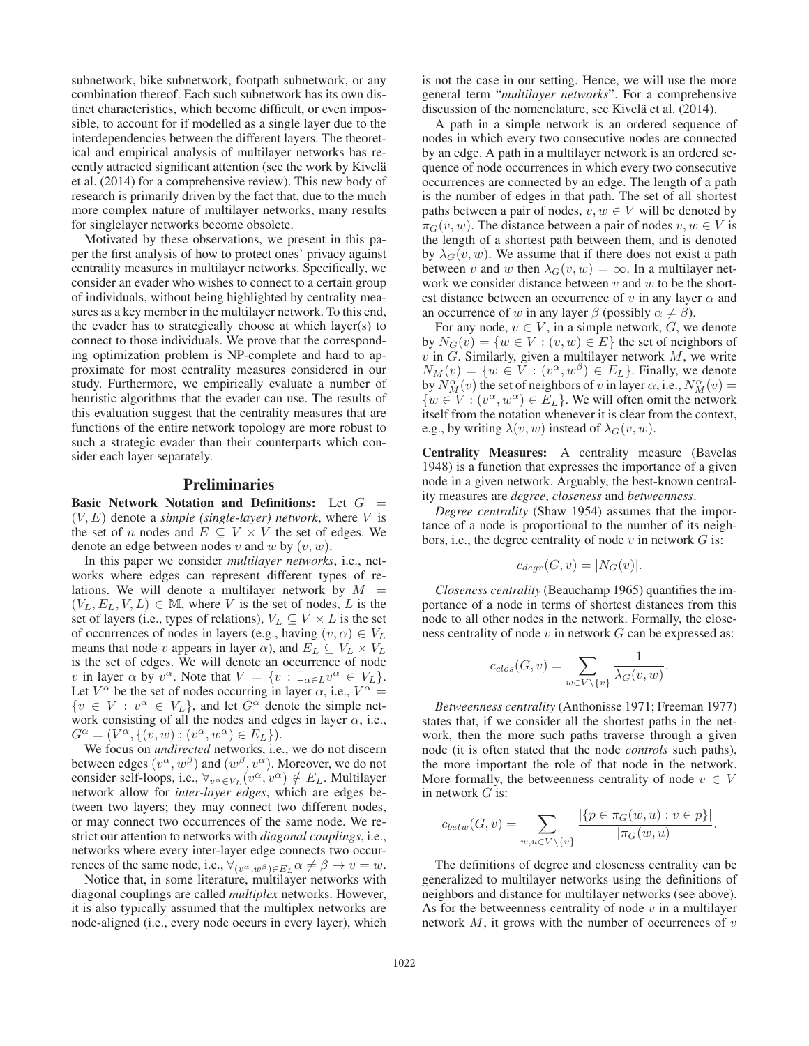subnetwork, bike subnetwork, footpath subnetwork, or any combination thereof. Each such subnetwork has its own distinct characteristics, which become difficult, or even impossible, to account for if modelled as a single layer due to the interdependencies between the different layers. The theoretical and empirical analysis of multilayer networks has recently attracted significant attention (see the work by Kivelä et al. (2014) for a comprehensive review). This new body of research is primarily driven by the fact that, due to the much more complex nature of multilayer networks, many results for singlelayer networks become obsolete.

Motivated by these observations, we present in this paper the first analysis of how to protect ones' privacy against centrality measures in multilayer networks. Specifically, we consider an evader who wishes to connect to a certain group of individuals, without being highlighted by centrality measures as a key member in the multilayer network. To this end, the evader has to strategically choose at which layer(s) to connect to those individuals. We prove that the corresponding optimization problem is NP-complete and hard to approximate for most centrality measures considered in our study. Furthermore, we empirically evaluate a number of heuristic algorithms that the evader can use. The results of this evaluation suggest that the centrality measures that are functions of the entire network topology are more robust to such a strategic evader than their counterparts which consider each layer separately.

## Preliminaries

**Basic Network Notation and Definitions:** Let $G = (V, E)$ denote a *simple (single-layer) network*, where $V$ is the set of $n$ nodes and $E \subseteq V \times V$ the set of edges. We denote an edge between nodes $v$ and $w$ by $(v, w)$.

In this paper we consider *multilayer networks*, i.e., networks where edges can represent different types of relations. We will denote a multilayer network by $M = (V_L, E_L, V, L) \in \mathbb{M}$, where $V$ is the set of nodes, $L$ is the set of layers (i.e., types of relations), $V_L \subseteq V \times L$ is the set of occurrences of nodes in layers (e.g., having $(v, \alpha) \in V_L$ means that node $v$ appears in layer $\alpha$), and $E_L \subseteq V_L \times V_L$ is the set of edges. We will denote an occurrence of node $v$ in layer $\alpha$ by $v^\alpha$. Note that $V = \{v : \exists_{\alpha \in L} v^\alpha \in V_L\}$. Let $V^\alpha$ be the set of nodes occurring in layer $\alpha$, i.e., $V^\alpha = \{v \in V : v^\alpha \in V_L\}$, and let $G^\alpha$ denote the simple network consisting of all the nodes and edges in layer $\alpha$, i.e., $G^\alpha = (V^\alpha, \{(v, w) : (v^\alpha, w^\alpha) \in E_L\})$.

We focus on *undirected* networks, i.e., we do not discern between edges $(v^\alpha, w^\beta)$ and $(w^\beta, v^\alpha)$. Moreover, we do not consider self-loops, i.e., $\forall_{v^\alpha \in V_L} (v^\alpha, v^\alpha) \notin E_L$. Multilayer network allow for *inter-layer edges*, which are edges between two layers; they may connect two different nodes, or may connect two occurrences of the same node. We restrict our attention to networks with *diagonal couplings*, i.e., networks where every inter-layer edge connects two occurrences of the same node, i.e., $\forall_{(v^\alpha, w^\beta) \in E_L} \alpha \neq \beta \rightarrow v = w$.

Notice that, in some literature, multilayer networks with diagonal couplings are called *multiplex* networks. However, it is also typically assumed that the multiplex networks are node-aligned (i.e., every node occurs in every layer), which is not the case in our setting. Hence, we will use the more general term "*multilayer networks*". For a comprehensive discussion of the nomenclature, see Kivelä et al. (2014).

A path in a simple network is an ordered sequence of nodes in which every two consecutive nodes are connected by an edge. A path in a multilayer network is an ordered sequence of node occurrences in which every two consecutive occurrences are connected by an edge. The length of a path is the number of edges in that path. The set of all shortest paths between a pair of nodes, $v, w \in V$ will be denoted by $\pi_G(v, w)$. The distance between a pair of nodes $v, w \in V$ is the length of a shortest path between them, and is denoted by $\lambda_G(v, w)$. We assume that if there does not exist a path between $v$ and $w$ then $\lambda_G(v, w) = \infty$. In a multilayer network we consider distance between $v$ and $w$ to be the shortest distance between an occurrence of $v$ in any layer $\alpha$ and an occurrence of $w$ in any layer $\beta$ (possibly $\alpha \neq \beta$).

For any node, $v \in V$, in a simple network, $G$, we denote by $N_G(v) = \{w \in V : (v, w) \in E\}$ the set of neighbors of $v$ in $G$. Similarly, given a multilayer network $M$, we write $N_M(v) = \{w \in V : (v^\alpha, w^\beta) \in E_L\}$. Finally, we denote by $N^\alpha_M(v)$ the set of neighbors of $v$ in layer $\alpha$, i.e., $N^\alpha_M(v) = \{w \in V : (v^\alpha, w^\alpha) \in E_L\}$. We will often omit the network itself from the notation whenever it is clear from the context, e.g., by writing $\lambda(v, w)$ instead of $\lambda_G(v, w)$.

**Centrality Measures:** A centrality measure (Bavelas 1948) is a function that expresses the importance of a given node in a given network. Arguably, the best-known centrality measures are *degree*, *closeness* and *betweenness*.

*Degree centrality* (Shaw 1954) assumes that the importance of a node is proportional to the number of its neighbors, i.e., the degree centrality of node $v$ in network $G$ is:

$$c_{degr}(G, v) = |N_G(v)|.$$

*Closeness centrality* (Beauchamp 1965) quantifies the importance of a node in terms of shortest distances from this node to all other nodes in the network. Formally, the closeness centrality of node $v$ in network $G$ can be expressed as:

$$c_{clos}(G, v) = \sum_{w \in V \setminus \{v\}} \frac{1}{\lambda_G(v, w)}.$$

*Betweenness centrality* (Anthonisse 1971; Freeman 1977) states that, if we consider all the shortest paths in the network, then the more such paths traverse through a given node (it is often stated that the node *controls* such paths), the more important the role of that node in the network. More formally, the betweenness centrality of node $v \in V$ in network $G$ is:

$$c_{betw}(G, v) = \sum_{w, u \in V \setminus \{v\}} \frac{|\{p \in \pi_G(w, u) : v \in p\}|}{|\pi_G(w, u)|}.$$

The definitions of degree and closeness centrality can be generalized to multilayer networks using the definitions of neighbors and distance for multilayer networks (see above). As for the betweenness centrality of node $v$ in a multilayer network $M$, it grows with the number of occurrences of $v$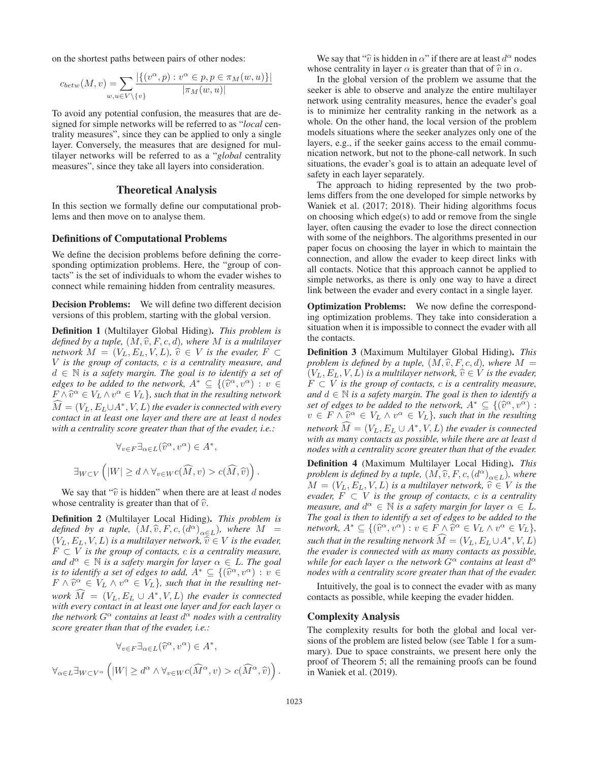on the shortest paths between pairs of other nodes:

$$c_{betw}(M, v) = \sum_{w,u \in V \setminus \{v\}} \frac{|\{(v^\alpha, p) : v^\alpha \in p, p \in \pi_M(w,u)\}|}{|\pi_M(w,u)|}$$

To avoid any potential confusion, the measures that are designed for simple networks will be referred to as "*local* centrality measures", since they can be applied to only a single layer. Conversely, the measures that are designed for multilayer networks will be referred to as a "*global* centrality measures", since they take all layers into consideration.

## Theoretical Analysis

In this section we formally define our computational problems and then move on to analyse them.

### Definitions of Computational Problems

We define the decision problems before defining the corresponding optimization problems. Here, the "group of contacts" is the set of individuals to whom the evader wishes to connect while remaining hidden from centrality measures.

**Decision Problems:** We will define two different decision versions of this problem, starting with the global version.

**Definition 1** (Multilayer Global Hiding). *This problem is defined by a tuple, $(M, \widehat{v}, F, c, d)$, where $M$ is a multilayer network $M = (V_L, E_L, V, L)$, $\widehat{v} \in V$ is the evader, $F \subset V$ is the group of contacts, $c$ is a centrality measure, and $d \in \mathbb{N}$ is a safety margin. The goal is to identify a set of edges to be added to the network, $A^* \subseteq \{(\widehat{v}^\alpha, v^\alpha) : v \in F \wedge \widehat{v}^\alpha \in V_L \wedge v^\alpha \in V_L\}$, such that in the resulting network $\widehat{M} = (V_L, E_L \cup A^*, V, L)$ the evader is connected with every contact in at least one layer and there are at least $d$ nodes with a centrality score greater than that of the evader, i.e.:*

$$\forall_{v \in F} \exists_{\alpha \in L} (\widehat{v}^\alpha, v^\alpha) \in A^*,$$

$$\exists_{W \subset V} \left( |W| \geq d \wedge \forall_{v \in W} c(\widehat{M}, v) > c(\widehat{M}, \widehat{v}) \right).$$

We say that "$\widehat{v}$ is hidden" when there are at least $d$ nodes whose centrality is greater than that of $\widehat{v}$.

**Definition 2** (Multilayer Local Hiding). *This problem is defined by a tuple, $(M, \widehat{v}, F, c, (d^\alpha)_{\alpha \in L})$, where $M = (V_L, E_L, V, L)$ is a multilayer network, $\widehat{v} \in V$ is the evader, $F \subset V$ is the group of contacts, $c$ is a centrality measure, and $d^\alpha \in \mathbb{N}$ is a safety margin for layer $\alpha \in L$. The goal is to identify a set of edges to add, $A^* \subseteq \{(\widehat{v}^\alpha, v^\alpha) : v \in F \wedge \widehat{v}^\alpha \in V_L \wedge v^\alpha \in V_L\}$, such that in the resulting network $\widehat{M} = (V_L, E_L \cup A^*, V, L)$ the evader is connected with every contact in at least one layer and for each layer $\alpha$ the network $G^\alpha$ contains at least $d^\alpha$ nodes with a centrality score greater than that of the evader, i.e.:*

$$\forall_{v \in F} \exists_{\alpha \in L} (\widehat{v}^\alpha, v^\alpha) \in A^*,$$

$$\forall_{\alpha \in L} \exists_{W \subset V^\alpha} \left( |W| \geq d^\alpha \wedge \forall_{v \in W} c(\widehat{M}^\alpha, v) > c(\widehat{M}^\alpha, \widehat{v}) \right).$$

We say that "$\widehat{v}$ is hidden in $\alpha$" if there are at least $d^\alpha$ nodes whose centrality in layer $\alpha$ is greater than that of $\widehat{v}$ in $\alpha$.

In the global version of the problem we assume that the seeker is able to observe and analyze the entire multilayer network using centrality measures, hence the evader's goal is to minimize her centrality ranking in the network as a whole. On the other hand, the local version of the problem models situations where the seeker analyzes only one of the layers, e.g., if the seeker gains access to the email communication network, but not to the phone-call network. In such situations, the evader's goal is to attain an adequate level of safety in each layer separately.

The approach to hiding represented by the two problems differs from the one developed for simple networks by Waniek et al. (2017; 2018). Their hiding algorithms focus on choosing which edge(s) to add or remove from the single layer, often causing the evader to lose the direct connection with some of the neighbors. The algorithms presented in our paper focus on choosing the layer in which to maintain the connection, and allow the evader to keep direct links with all contacts. Notice that this approach cannot be applied to simple networks, as there is only one way to have a direct link between the evader and every contact in a single layer.

**Optimization Problems:** We now define the corresponding optimization problems. They take into consideration a situation when it is impossible to connect the evader with all the contacts.

**Definition 3** (Maximum Multilayer Global Hiding). *This problem is defined by a tuple, $(M, \widehat{v}, F, c, d)$, where $M = (V_L, E_L, V, L)$ is a multilayer network, $\widehat{v} \in V$ is the evader, $F \subset V$ is the group of contacts, $c$ is a centrality measure, and $d \in \mathbb{N}$ is a safety margin. The goal is then to identify a set of edges to be added to the network, $A^* \subseteq \{(\widehat{v}^\alpha, v^\alpha) : v \in F \wedge \widehat{v}^\alpha \in V_L \wedge v^\alpha \in V_L\}$, such that in the resulting network $\widehat{M} = (V_L, E_L \cup A^*, V, L)$ the evader is connected with as many contacts as possible, while there are at least $d$ nodes with a centrality score greater than that of the evader.*

**Definition 4** (Maximum Multilayer Local Hiding). *This problem is defined by a tuple, $(M, \widehat{v}, F, c, (d^\alpha)_{\alpha \in L})$, where $M = (V_L, E_L, V, L)$ is a multilayer network, $\widehat{v} \in V$ is the evader, $F \subset V$ is the group of contacts, $c$ is a centrality measure, and $d^\alpha \in \mathbb{N}$ is a safety margin for layer $\alpha \in L$. The goal is then to identify a set of edges to be added to the network, $A^* \subseteq \{(\widehat{v}^\alpha, v^\alpha) : v \in F \wedge \widehat{v}^\alpha \in V_L \wedge v^\alpha \in V_L\}$, such that in the resulting network $\widehat{M} = (V_L, E_L \cup A^*, V, L)$ the evader is connected with as many contacts as possible, while for each layer $\alpha$ the network $G^\alpha$ contains at least $d^\alpha$ nodes with a centrality score greater than that of the evader.*

Intuitively, the goal is to connect the evader with as many contacts as possible, while keeping the evader hidden.

### Complexity Analysis

The complexity results for both the global and local versions of the problem are listed below (see Table 1 for a summary). Due to space constraints, we present here only the proof of Theorem 5; all the remaining proofs can be found in Waniek et al. (2019).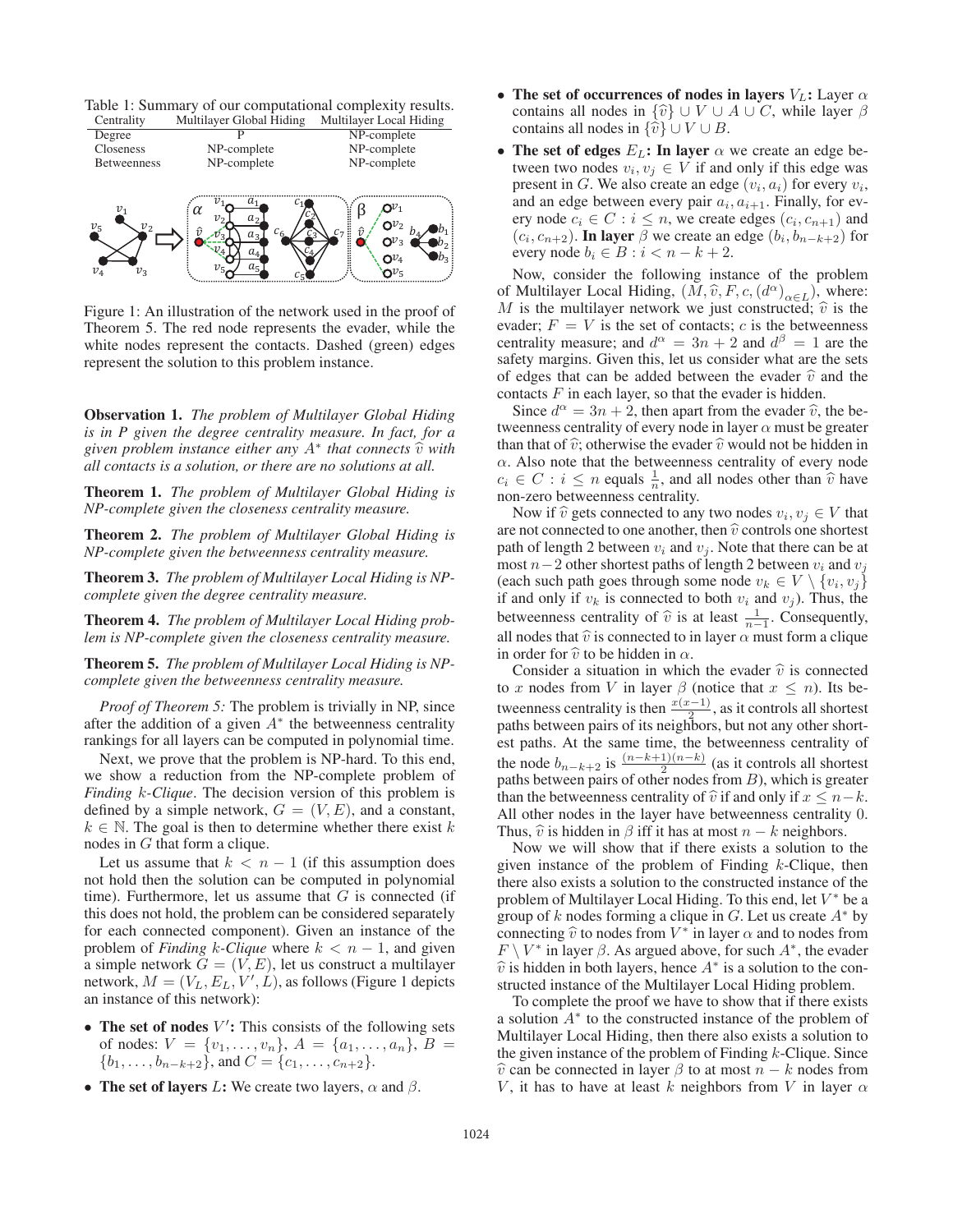Table 1: Summary of our computational complexity results.

| Centrality | Multilayer Global Hiding | Multilayer Local Hiding |
|---|---|---|
| Degree | P | NP-complete |
| Closeness | NP-complete | NP-complete |
| Betweenness | NP-complete | NP-complete |

Figure 1: An illustration of the network used in the proof of Theorem 5. The red node represents the evader, while the white nodes represent the contacts. Dashed (green) edges represent the solution to this problem instance.

**Observation 1.** *The problem of Multilayer Global Hiding is in P given the degree centrality measure. In fact, for a given problem instance either any $A^*$ that connects $\widehat{v}$ with all contacts is a solution, or there are no solutions at all.*

**Theorem 1.** *The problem of Multilayer Global Hiding is NP-complete given the closeness centrality measure.*

**Theorem 2.** *The problem of Multilayer Global Hiding is NP-complete given the betweenness centrality measure.*

**Theorem 3.** *The problem of Multilayer Local Hiding is NP-complete given the degree centrality measure.*

**Theorem 4.** *The problem of Multilayer Local Hiding problem is NP-complete given the closeness centrality measure.*

**Theorem 5.** *The problem of Multilayer Local Hiding is NP-complete given the betweenness centrality measure.*

*Proof of Theorem 5:* The problem is trivially in NP, since after the addition of a given $A^*$ the betweenness centrality rankings for all layers can be computed in polynomial time.

Next, we prove that the problem is NP-hard. To this end, we show a reduction from the NP-complete problem of *Finding k-Clique*. The decision version of this problem is defined by a simple network, $G = (V, E)$, and a constant, $k \in \mathbb{N}$. The goal is then to determine whether there exist $k$ nodes in $G$ that form a clique.

Let us assume that $k < n - 1$ (if this assumption does not hold then the solution can be computed in polynomial time). Furthermore, let us assume that $G$ is connected (if this does not hold, the problem can be considered separately for each connected component). Given an instance of the problem of *Finding k-Clique* where $k < n - 1$, and given a simple network $G = (V, E)$, let us construct a multilayer network, $M = (V_L, E_L, V', L)$, as follows (Figure 1 depicts an instance of this network):

- **The set of nodes** $V'$**:** This consists of the following sets of nodes: $V = \{v_1, \ldots, v_n\}$, $A = \{a_1, \ldots, a_n\}$, $B = \{b_1, \ldots, b_{n-k+2}\}$, and $C = \{c_1, \ldots, c_{n+2}\}$.
- **The set of layers** $L$**:** We create two layers, $\alpha$ and $\beta$.
- **The set of occurrences of nodes in layers** $V_L$**:** Layer $\alpha$ contains all nodes in $\{\widehat{v}\} \cup V \cup A \cup C$, while layer $\beta$ contains all nodes in $\{\widehat{v}\} \cup V \cup B$.
- **The set of edges** $E_L$**: In layer** $\alpha$ we create an edge between two nodes $v_i, v_j \in V$ if and only if this edge was present in $G$. We also create an edge $(v_i, a_i)$ for every $v_i$, and an edge between every pair $a_i, a_{i+1}$. Finally, for every node $c_i \in C : i \leq n$, we create edges $(c_i, c_{n+1})$ and $(c_i, c_{n+2})$. **In layer** $\beta$ we create an edge $(b_i, b_{n-k+2})$ for every node $b_i \in B : i < n - k + 2$.

Now, consider the following instance of the problem of Multilayer Local Hiding, $(M, \widehat{v}, F, c, (d^\alpha)_{\alpha \in L})$, where: $M$ is the multilayer network we just constructed; $\widehat{v}$ is the evader; $F = V$ is the set of contacts; $c$ is the betweenness centrality measure; and $d^\alpha = 3n + 2$ and $d^\beta = 1$ are the safety margins. Given this, let us consider what are the sets of edges that can be added between the evader $\widehat{v}$ and the contacts $F$ in each layer, so that the evader is hidden.

Since $d^\alpha = 3n + 2$, then apart from the evader $\widehat{v}$, the betweenness centrality of every node in layer $\alpha$ must be greater than that of $\widehat{v}$; otherwise the evader $\widehat{v}$ would not be hidden in $\alpha$. Also note that the betweenness centrality of every node $c_i \in C : i \leq n$ equals $\frac{1}{n}$, and all nodes other than $\widehat{v}$ have non-zero betweenness centrality.

Now if $\widehat{v}$ gets connected to any two nodes $v_i, v_j \in V$ that are not connected to one another, then $\widehat{v}$ controls one shortest path of length 2 between $v_i$ and $v_j$. Note that there can be at most $n-2$ other shortest paths of length 2 between $v_i$ and $v_j$ (each such path goes through some node $v_k \in V \setminus \{v_i, v_j\}$ if and only if $v_k$ is connected to both $v_i$ and $v_j$). Thus, the betweenness centrality of $\widehat{v}$ is at least $\frac{1}{n-1}$. Consequently, all nodes that $\widehat{v}$ is connected to in layer $\alpha$ must form a clique in order for $\widehat{v}$ to be hidden in $\alpha$.

Consider a situation in which the evader $\widehat{v}$ is connected to $x$ nodes from $V$ in layer $\beta$ (notice that $x \leq n$). Its betweenness centrality is then $\frac{x(x-1)}{2}$, as it controls all shortest paths between pairs of its neighbors, but not any other shortest paths. At the same time, the betweenness centrality of the node $b_{n-k+2}$ is $\frac{(n-k+1)(n-k)}{2}$ (as it controls all shortest paths between pairs of other nodes from $B$), which is greater than the betweenness centrality of $\widehat{v}$ if and only if $x \leq n-k$. All other nodes in the layer have betweenness centrality 0. Thus, $\widehat{v}$ is hidden in $\beta$ iff it has at most $n - k$ neighbors.

Now we will show that if there exists a solution to the given instance of the problem of Finding $k$-Clique, then there also exists a solution to the constructed instance of the problem of Multilayer Local Hiding. To this end, let $V^*$ be a group of $k$ nodes forming a clique in $G$. Let us create $A^*$ by connecting $\widehat{v}$ to nodes from $V^*$ in layer $\alpha$ and to nodes from $F \setminus V^*$ in layer $\beta$. As argued above, for such $A^*$, the evader $\widehat{v}$ is hidden in both layers, hence $A^*$ is a solution to the constructed instance of the Multilayer Local Hiding problem.

To complete the proof we have to show that if there exists a solution $A^*$ to the constructed instance of the problem of Multilayer Local Hiding, then there also exists a solution to the given instance of the problem of Finding $k$-Clique. Since $\widehat{v}$ can be connected in layer $\beta$ to at most $n - k$ nodes from $V$, it has to have at least $k$ neighbors from $V$ in layer $\alpha$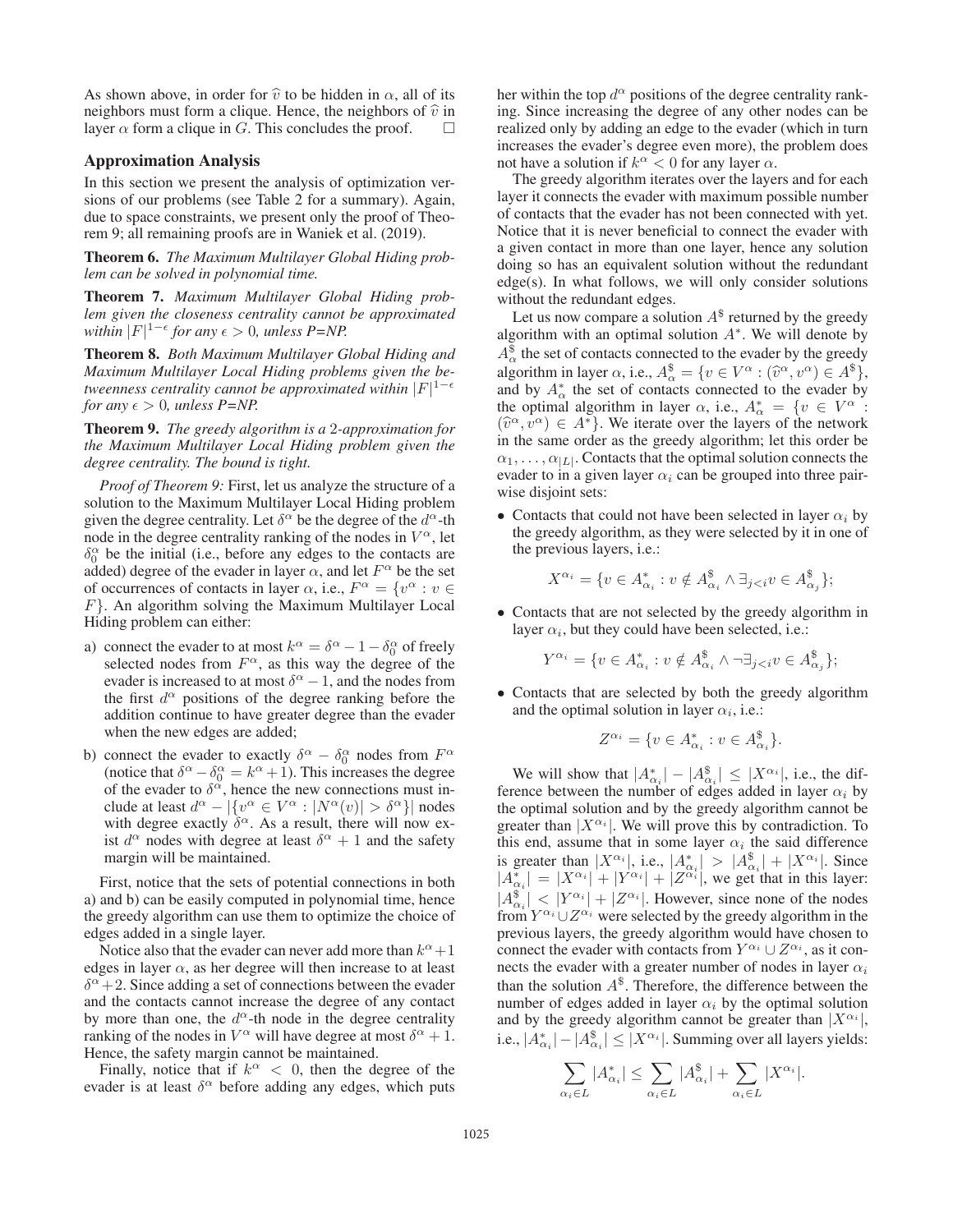As shown above, in order for $\widehat{v}$ to be hidden in $\alpha$, all of its neighbors must form a clique. Hence, the neighbors of $\widehat{v}$ in layer $\alpha$ form a clique in $G$. This concludes the proof. $\square$

## Approximation Analysis

In this section we present the analysis of optimization versions of our problems (see Table 2 for a summary). Again, due to space constraints, we present only the proof of Theorem 9; all remaining proofs are in Waniek et al. (2019).

**Theorem 6.** *The Maximum Multilayer Global Hiding problem can be solved in polynomial time.*

**Theorem 7.** *Maximum Multilayer Global Hiding problem given the closeness centrality cannot be approximated within $|F|^{1-\epsilon}$ for any $\epsilon > 0$, unless P=NP.*

**Theorem 8.** *Both Maximum Multilayer Global Hiding and Maximum Multilayer Local Hiding problems given the betweenness centrality cannot be approximated within $|F|^{1-\epsilon}$ for any $\epsilon > 0$, unless P=NP.*

**Theorem 9.** *The greedy algorithm is a 2-approximation for the Maximum Multilayer Local Hiding problem given the degree centrality. The bound is tight.*

*Proof of Theorem 9:* First, let us analyze the structure of a solution to the Maximum Multilayer Local Hiding problem given the degree centrality. Let $\delta^\alpha$ be the degree of the $d^\alpha$-th node in the degree centrality ranking of the nodes in $V^\alpha$, let $\delta_0^\alpha$ be the initial (i.e., before any edges to the contacts are added) degree of the evader in layer $\alpha$, and let $F^\alpha$ be the set of occurrences of contacts in layer $\alpha$, i.e., $F^\alpha = \{v^\alpha : v \in F\}$. An algorithm solving the Maximum Multilayer Local Hiding problem can either:

a) connect the evader to at most $k^\alpha = \delta^\alpha - 1 - \delta_0^\alpha$ of freely selected nodes from $F^\alpha$, as this way the degree of the evader is increased to at most $\delta^\alpha - 1$, and the nodes from the first $d^\alpha$ positions of the degree ranking before the addition continue to have greater degree than the evader when the new edges are added;

b) connect the evader to exactly $\delta^\alpha - \delta_0^\alpha$ nodes from $F^\alpha$ (notice that $\delta^\alpha - \delta_0^\alpha = k^\alpha + 1$). This increases the degree of the evader to $\delta^\alpha$, hence the new connections must include at least $d^\alpha - |\{v^\alpha \in V^\alpha : |N^\alpha(v)| > \delta^\alpha\}|$ nodes with degree exactly $\delta^\alpha$. As a result, there will now exist $d^\alpha$ nodes with degree at least $\delta^\alpha + 1$ and the safety margin will be maintained.

First, notice that the sets of potential connections in both a) and b) can be easily computed in polynomial time, hence the greedy algorithm can use them to optimize the choice of edges added in a single layer.

Notice also that the evader can never add more than $k^\alpha + 1$ edges in layer $\alpha$, as her degree will then increase to at least $\delta^\alpha + 2$. Since adding a set of connections between the evader and the contacts cannot increase the degree of any contact by more than one, the $d^\alpha$-th node in the degree centrality ranking of the nodes in $V^\alpha$ will have degree at most $\delta^\alpha + 1$. Hence, the safety margin cannot be maintained.

Finally, notice that if $k^\alpha < 0$, then the degree of the evader is at least $\delta^\alpha$ before adding any edges, which puts her within the top $d^\alpha$ positions of the degree centrality ranking. Since increasing the degree of any other nodes can be realized only by adding an edge to the evader (which in turn increases the evader's degree even more), the problem does not have a solution if $k^\alpha < 0$ for any layer $\alpha$.

The greedy algorithm iterates over the layers and for each layer it connects the evader with maximum possible number of contacts that the evader has not been connected with yet. Notice that it is never beneficial to connect the evader with a given contact in more than one layer, hence any solution doing so has an equivalent solution without the redundant edge(s). In what follows, we will only consider solutions without the redundant edges.

Let us now compare a solution $A^\$$ returned by the greedy algorithm with an optimal solution $A^*$. We will denote by $A^\$_\alpha$ the set of contacts connected to the evader by the greedy algorithm in layer $\alpha$, i.e., $A^\$_\alpha = \{v \in V^\alpha : (\widehat{v}^\alpha, v^\alpha) \in A^\$\}$, and by $A^*_\alpha$ the set of contacts connected to the evader by the optimal algorithm in layer $\alpha$, i.e., $A^*_\alpha = \{v \in V^\alpha : (\widehat{v}^\alpha, v^\alpha) \in A^*\}$. We iterate over the layers of the network in the same order as the greedy algorithm; let this order be $\alpha_1, \ldots, \alpha_{|L|}$. Contacts that the optimal solution connects the evader to in a given layer $\alpha_i$ can be grouped into three pairwise disjoint sets:

- Contacts that could not have been selected in layer $\alpha_i$ by the greedy algorithm, as they were selected by it in one of the previous layers, i.e.:

$$X^{\alpha_i} = \{v \in A^*_{\alpha_i} : v \notin A^\$_{\alpha_i} \land \exists_{j<i} v \in A^\$_{\alpha_j}\};$$

- Contacts that are not selected by the greedy algorithm in layer $\alpha_i$, but they could have been selected, i.e.:

$$Y^{\alpha_i} = \{v \in A^*_{\alpha_i} : v \notin A^\$_{\alpha_i} \land \neg\exists_{j<i} v \in A^\$_{\alpha_j}\};$$

- Contacts that are selected by both the greedy algorithm and the optimal solution in layer $\alpha_i$, i.e.:

$$Z^{\alpha_i} = \{v \in A^*_{\alpha_i} : v \in A^\$_{\alpha_i}\}.$$

We will show that $|A^*_{\alpha_i}| - |A^\$_{\alpha_i}| \leq |X^{\alpha_i}|$, i.e., the difference between the number of edges added in layer $\alpha_i$ by the optimal solution and by the greedy algorithm cannot be greater than $|X^{\alpha_i}|$. We will prove this by contradiction. To this end, assume that in some layer $\alpha_i$ the said difference is greater than $|X^{\alpha_i}|$, i.e., $|A^*_{\alpha_i}| > |A^\$_{\alpha_i}| + |X^{\alpha_i}|$. Since $|A^*_{\alpha_i}| = |X^{\alpha_i}| + |Y^{\alpha_i}| + |Z^{\alpha_i}|$, we get that in this layer: $|A^\$_{\alpha_i}| < |Y^{\alpha_i}| + |Z^{\alpha_i}|$. However, since none of the nodes from $Y^{\alpha_i} \cup Z^{\alpha_i}$ were selected by the greedy algorithm in the previous layers, the greedy algorithm would have chosen to connect the evader with contacts from $Y^{\alpha_i} \cup Z^{\alpha_i}$, as it connects the evader with a greater number of nodes in layer $\alpha_i$ than the solution $A^\$$. Therefore, the difference between the number of edges added in layer $\alpha_i$ by the optimal solution and by the greedy algorithm cannot be greater than $|X^{\alpha_i}|$, i.e., $|A^*_{\alpha_i}| - |A^\$_{\alpha_i}| \leq |X^{\alpha_i}|$. Summing over all layers yields:

$$\sum_{\alpha_i \in L} |A^*_{\alpha_i}| \leq \sum_{\alpha_i \in L} |A^\$_{\alpha_i}| + \sum_{\alpha_i \in L} |X^{\alpha_i}|.$$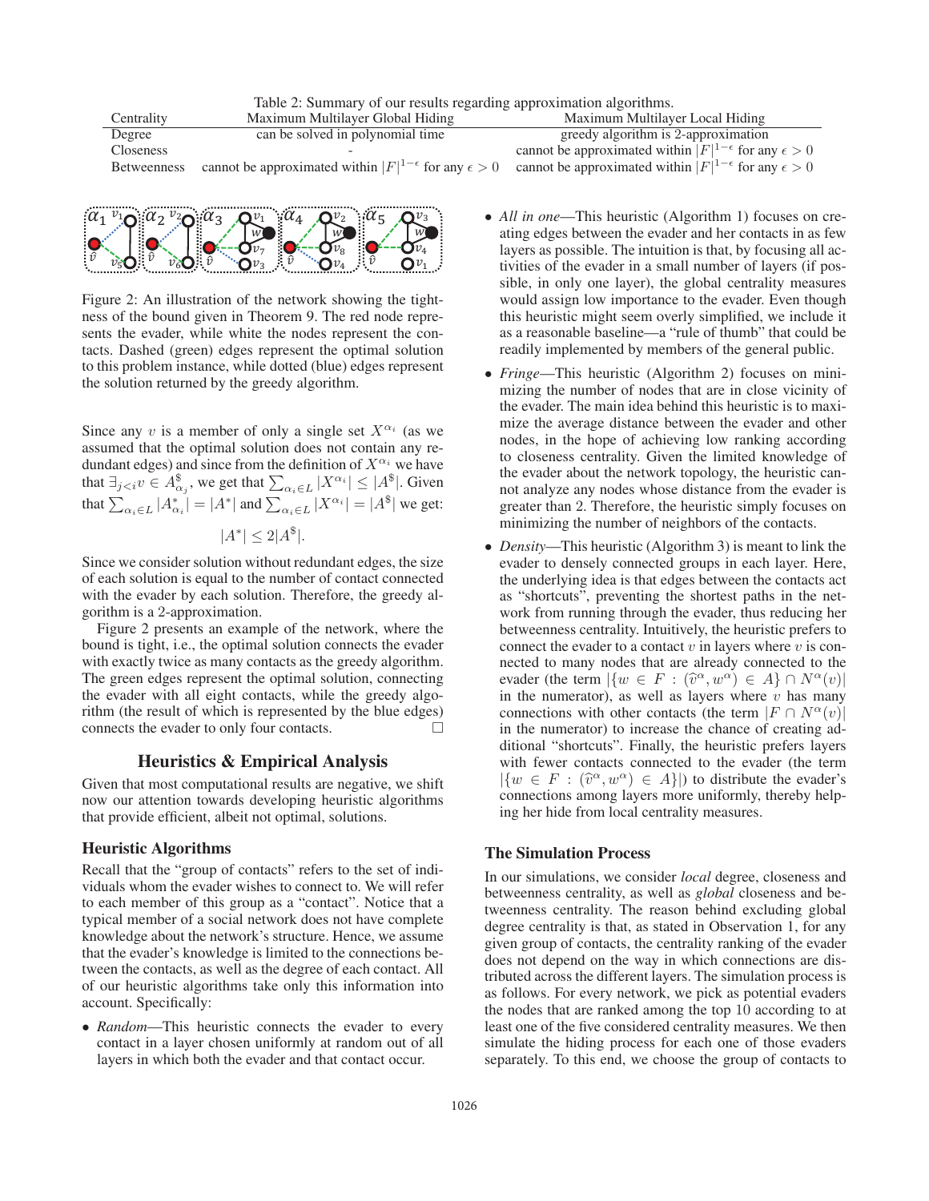Table 2: Summary of our results regarding approximation algorithms.

| Centrality | Maximum Multilayer Global Hiding | Maximum Multilayer Local Hiding |
|---|---|---|
| Degree | can be solved in polynomial time | greedy algorithm is 2-approximation |
| Closeness | - | cannot be approximated within $\|F\|^{1-\epsilon}$ for any $\epsilon > 0$ |
| Betweenness | cannot be approximated within $\|F\|^{1-\epsilon}$ for any $\epsilon > 0$ | cannot be approximated within $\|F\|^{1-\epsilon}$ for any $\epsilon > 0$ |

Figure 2: An illustration of the network showing the tightness of the bound given in Theorem 9. The red node represents the evader, while white the nodes represent the contacts. Dashed (green) edges represent the optimal solution to this problem instance, while dotted (blue) edges represent the solution returned by the greedy algorithm.

Since any $v$ is a member of only a single set $X^{\alpha_i}$ (as we assumed that the optimal solution does not contain any redundant edges) and since from the definition of $X^{\alpha_i}$ we have that $\exists_{j<i} v \in A^{\$}_{\alpha_j}$, we get that $\sum_{\alpha_i \in L} |X^{\alpha_i}| \leq |A^{\$}|$. Given that $\sum_{\alpha_i \in L} |A^{*}_{\alpha_i}| = |A^{*}|$ and $\sum_{\alpha_i \in L} |X^{\alpha_i}| = |A^{\$}|$ we get:

$$|A^{*}| \leq 2|A^{\$}|.$$

Since we consider solution without redundant edges, the size of each solution is equal to the number of contact connected with the evader by each solution. Therefore, the greedy algorithm is a 2-approximation.

Figure 2 presents an example of the network, where the bound is tight, i.e., the optimal solution connects the evader with exactly twice as many contacts as the greedy algorithm. The green edges represent the optimal solution, connecting the evader with all eight contacts, while the greedy algorithm (the result of which is represented by the blue edges) connects the evader to only four contacts. □

## Heuristics & Empirical Analysis

Given that most computational results are negative, we shift now our attention towards developing heuristic algorithms that provide efficient, albeit not optimal, solutions.

### Heuristic Algorithms

Recall that the "group of contacts" refers to the set of individuals whom the evader wishes to connect to. We will refer to each member of this group as a "contact". Notice that a typical member of a social network does not have complete knowledge about the network's structure. Hence, we assume that the evader's knowledge is limited to the connections between the contacts, as well as the degree of each contact. All of our heuristic algorithms take only this information into account. Specifically:

- *Random*—This heuristic connects the evader to every contact in a layer chosen uniformly at random out of all layers in which both the evader and that contact occur.
- *All in one*—This heuristic (Algorithm 1) focuses on creating edges between the evader and her contacts in as few layers as possible. The intuition is that, by focusing all activities of the evader in a small number of layers (if possible, in only one layer), the global centrality measures would assign low importance to the evader. Even though this heuristic might seem overly simplified, we include it as a reasonable baseline—a "rule of thumb" that could be readily implemented by members of the general public.
- *Fringe*—This heuristic (Algorithm 2) focuses on minimizing the number of nodes that are in close vicinity of the evader. The main idea behind this heuristic is to maximize the average distance between the evader and other nodes, in the hope of achieving low ranking according to closeness centrality. Given the limited knowledge of the evader about the network topology, the heuristic cannot analyze any nodes whose distance from the evader is greater than 2. Therefore, the heuristic simply focuses on minimizing the number of neighbors of the contacts.
- *Density*—This heuristic (Algorithm 3) is meant to link the evader to densely connected groups in each layer. Here, the underlying idea is that edges between the contacts act as "shortcuts", preventing the shortest paths in the network from running through the evader, thus reducing her betweenness centrality. Intuitively, the heuristic prefers to connect the evader to a contact $v$ in layers where $v$ is connected to many nodes that are already connected to the evader (the term $|\{w \in F : (\widehat{v}^{\alpha}, w^{\alpha}) \in A\} \cap N^{\alpha}(v)|$ in the numerator), as well as layers where $v$ has many connections with other contacts (the term $|F \cap N^{\alpha}(v)|$ in the numerator) to increase the chance of creating additional "shortcuts". Finally, the heuristic prefers layers with fewer contacts connected to the evader (the term $|\{w \in F : (\widehat{v}^{\alpha}, w^{\alpha}) \in A\}|$) to distribute the evader's connections among layers more uniformly, thereby helping her hide from local centrality measures.

### The Simulation Process

In our simulations, we consider *local* degree, closeness and betweenness centrality, as well as *global* closeness and betweenness centrality. The reason behind excluding global degree centrality is that, as stated in Observation 1, for any given group of contacts, the centrality ranking of the evader does not depend on the way in which connections are distributed across the different layers. The simulation process is as follows. For every network, we pick as potential evaders the nodes that are ranked among the top 10 according to at least one of the five considered centrality measures. We then simulate the hiding process for each one of those evaders separately. To this end, we choose the group of contacts to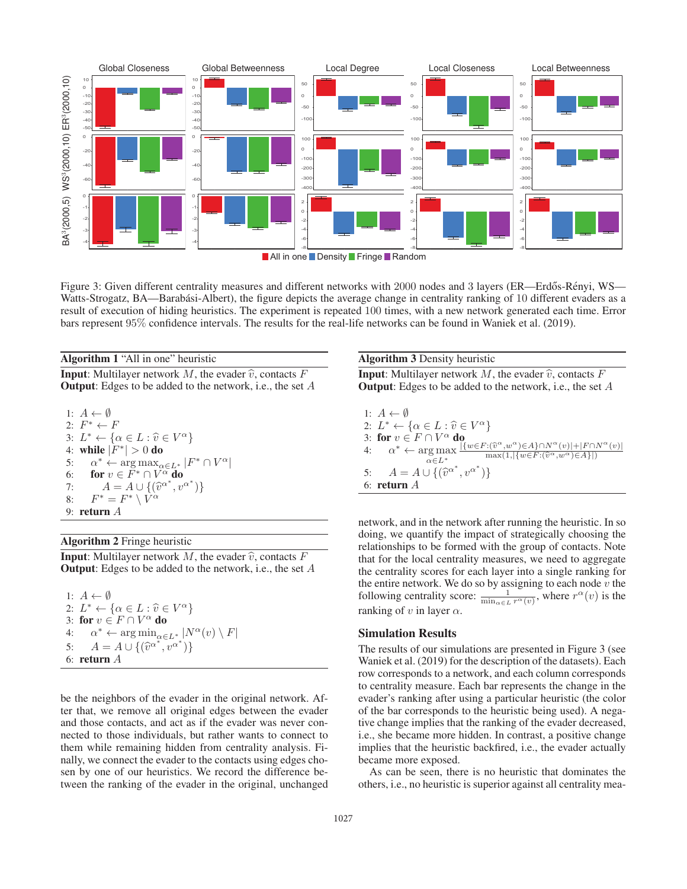Figure 3: Given different centrality measures and different networks with 2000 nodes and 3 layers (ER—Erdős-Rényi, WS—Watts-Strogatz, BA—Barabási-Albert), the figure depicts the average change in centrality ranking of 10 different evaders as a result of execution of hiding heuristics. The experiment is repeated 100 times, with a new network generated each time. Error bars represent 95% confidence intervals. The results for the real-life networks can be found in Waniek et al. (2019).

**Algorithm 1** "All in one" heuristic

**Input**: Multilayer network $M$, the evader $\widehat{v}$, contacts $F$
**Output**: Edges to be added to the network, i.e., the set $A$

1: $A \leftarrow \emptyset$
2: $F^* \leftarrow F$
3: $L^* \leftarrow \{\alpha \in L : \widehat{v} \in V^\alpha\}$
4: **while** $|F^*| > 0$ **do**
5: $\quad \alpha^* \leftarrow \arg\max_{\alpha \in L^*} |F^* \cap V^\alpha|$
6: $\quad$ **for** $v \in F^* \cap V^\alpha$ **do**
7: $\quad\quad A = A \cup \{(\widehat{v}^{\alpha^*}, v^{\alpha^*})\}$
8: $\quad F^* = F^* \setminus V^\alpha$
9: **return** $A$

**Algorithm 2** Fringe heuristic

**Input**: Multilayer network $M$, the evader $\widehat{v}$, contacts $F$
**Output**: Edges to be added to the network, i.e., the set $A$

1: $A \leftarrow \emptyset$
2: $L^* \leftarrow \{\alpha \in L : \widehat{v} \in V^\alpha\}$
3: **for** $v \in F \cap V^\alpha$ **do**
4: $\quad \alpha^* \leftarrow \arg\min_{\alpha \in L^*} |N^\alpha(v) \setminus F|$
5: $\quad A = A \cup \{(\widehat{v}^{\alpha^*}, v^{\alpha^*})\}$
6: **return** $A$

be the neighbors of the evader in the original network. After that, we remove all original edges between the evader and those contacts, and act as if the evader was never connected to those individuals, but rather wants to connect to them while remaining hidden from centrality analysis. Finally, we connect the evader to the contacts using edges chosen by one of our heuristics. We record the difference between the ranking of the evader in the original, unchanged

**Algorithm 3** Density heuristic

**Input**: Multilayer network $M$, the evader $\widehat{v}$, contacts $F$
**Output**: Edges to be added to the network, i.e., the set $A$

1: $A \leftarrow \emptyset$
2: $L^* \leftarrow \{\alpha \in L : \widehat{v} \in V^\alpha\}$
3: **for** $v \in F \cap V^\alpha$ **do**
4: $\quad \alpha^* \leftarrow \arg\max_{\alpha \in L^*} \frac{|\{w \in F : (\widehat{v}^\alpha, w^\alpha) \in A\} \cap N^\alpha(v)| + |F \cap N^\alpha(v)|}{\max(1, |\{w \in F : (\widehat{v}^\alpha, w^\alpha) \in A\}|)}$
5: $\quad A = A \cup \{(\widehat{v}^{\alpha^*}, v^{\alpha^*})\}$
6: **return** $A$

network, and in the network after running the heuristic. In so doing, we quantify the impact of strategically choosing the relationships to be formed with the group of contacts. Note that for the local centrality measures, we need to aggregate the centrality scores for each layer into a single ranking for the entire network. We do so by assigning to each node $v$ the following centrality score: $\frac{1}{\min_{\alpha \in L} r^\alpha(v)}$, where $r^\alpha(v)$ is the ranking of $v$ in layer $\alpha$.

## Simulation Results

The results of our simulations are presented in Figure 3 (see Waniek et al. (2019) for the description of the datasets). Each row corresponds to a network, and each column corresponds to centrality measure. Each bar represents the change in the evader's ranking after using a particular heuristic (the color of the bar corresponds to the heuristic being used). A negative change implies that the ranking of the evader decreased, i.e., she became more hidden. In contrast, a positive change implies that the heuristic backfired, i.e., the evader actually became more exposed.

As can be seen, there is no heuristic that dominates the others, i.e., no heuristic is superior against all centrality mea-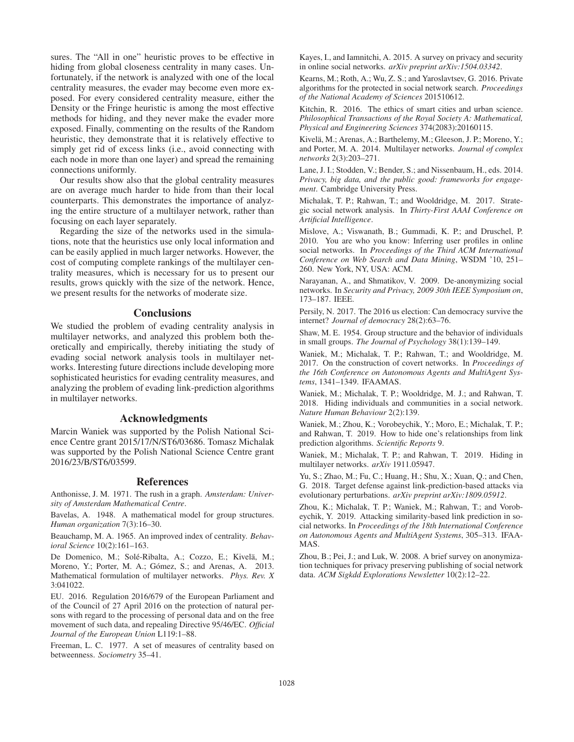sures. The "All in one" heuristic proves to be effective in hiding from global closeness centrality in many cases. Unfortunately, if the network is analyzed with one of the local centrality measures, the evader may become even more exposed. For every considered centrality measure, either the Density or the Fringe heuristic is among the most effective methods for hiding, and they never make the evader more exposed. Finally, commenting on the results of the Random heuristic, they demonstrate that it is relatively effective to simply get rid of excess links (i.e., avoid connecting with each node in more than one layer) and spread the remaining connections uniformly.

Our results show also that the global centrality measures are on average much harder to hide from than their local counterparts. This demonstrates the importance of analyzing the entire structure of a multilayer network, rather than focusing on each layer separately.

Regarding the size of the networks used in the simulations, note that the heuristics use only local information and can be easily applied in much larger networks. However, the cost of computing complete rankings of the multilayer centrality measures, which is necessary for us to present our results, grows quickly with the size of the network. Hence, we present results for the networks of moderate size.

## Conclusions

We studied the problem of evading centrality analysis in multilayer networks, and analyzed this problem both theoretically and empirically, thereby initiating the study of evading social network analysis tools in multilayer networks. Interesting future directions include developing more sophisticated heuristics for evading centrality measures, and analyzing the problem of evading link-prediction algorithms in multilayer networks.

## Acknowledgments

Marcin Waniek was supported by the Polish National Science Centre grant 2015/17/N/ST6/03686. Tomasz Michalak was supported by the Polish National Science Centre grant 2016/23/B/ST6/03599.

## References

Anthonisse, J. M. 1971. The rush in a graph. *Amsterdam: University of Amsterdam Mathematical Centre*.

Bavelas, A. 1948. A mathematical model for group structures. *Human organization* 7(3):16–30.

Beauchamp, M. A. 1965. An improved index of centrality. *Behavioral Science* 10(2):161–163.

De Domenico, M.; Solé-Ribalta, A.; Cozzo, E.; Kivelä, M.; Moreno, Y.; Porter, M. A.; Gómez, S.; and Arenas, A. 2013. Mathematical formulation of multilayer networks. *Phys. Rev. X* 3:041022.

EU. 2016. Regulation 2016/679 of the European Parliament and of the Council of 27 April 2016 on the protection of natural persons with regard to the processing of personal data and on the free movement of such data, and repealing Directive 95/46/EC. *Official Journal of the European Union* L119:1–88.

Freeman, L. C. 1977. A set of measures of centrality based on betweenness. *Sociometry* 35–41.

Kayes, I., and Iamnitchi, A. 2015. A survey on privacy and security in online social networks. *arXiv preprint arXiv:1504.03342*.

Kearns, M.; Roth, A.; Wu, Z. S.; and Yaroslavtsev, G. 2016. Private algorithms for the protected in social network search. *Proceedings of the National Academy of Sciences* 201510612.

Kitchin, R. 2016. The ethics of smart cities and urban science. *Philosophical Transactions of the Royal Society A: Mathematical, Physical and Engineering Sciences* 374(2083):20160115.

Kivelä, M.; Arenas, A.; Barthelemy, M.; Gleeson, J. P.; Moreno, Y.; and Porter, M. A. 2014. Multilayer networks. *Journal of complex networks* 2(3):203–271.

Lane, J. I.; Stodden, V.; Bender, S.; and Nissenbaum, H., eds. 2014. *Privacy, big data, and the public good: frameworks for engagement*. Cambridge University Press.

Michalak, T. P.; Rahwan, T.; and Wooldridge, M. 2017. Strategic social network analysis. In *Thirty-First AAAI Conference on Artificial Intelligence*.

Mislove, A.; Viswanath, B.; Gummadi, K. P.; and Druschel, P. 2010. You are who you know: Inferring user profiles in online social networks. In *Proceedings of the Third ACM International Conference on Web Search and Data Mining*, WSDM '10, 251–260. New York, NY, USA: ACM.

Narayanan, A., and Shmatikov, V. 2009. De-anonymizing social networks. In *Security and Privacy, 2009 30th IEEE Symposium on*, 173–187. IEEE.

Persily, N. 2017. The 2016 us election: Can democracy survive the internet? *Journal of democracy* 28(2):63–76.

Shaw, M. E. 1954. Group structure and the behavior of individuals in small groups. *The Journal of Psychology* 38(1):139–149.

Waniek, M.; Michalak, T. P.; Rahwan, T.; and Wooldridge, M. 2017. On the construction of covert networks. In *Proceedings of the 16th Conference on Autonomous Agents and MultiAgent Systems*, 1341–1349. IFAAMAS.

Waniek, M.; Michalak, T. P.; Wooldridge, M. J.; and Rahwan, T. 2018. Hiding individuals and communities in a social network. *Nature Human Behaviour* 2(2):139.

Waniek, M.; Zhou, K.; Vorobeychik, Y.; Moro, E.; Michalak, T. P.; and Rahwan, T. 2019. How to hide one's relationships from link prediction algorithms. *Scientific Reports* 9.

Waniek, M.; Michalak, T. P.; and Rahwan, T. 2019. Hiding in multilayer networks. *arXiv* 1911.05947.

Yu, S.; Zhao, M.; Fu, C.; Huang, H.; Shu, X.; Xuan, Q.; and Chen, G. 2018. Target defense against link-prediction-based attacks via evolutionary perturbations. *arXiv preprint arXiv:1809.05912*.

Zhou, K.; Michalak, T. P.; Waniek, M.; Rahwan, T.; and Vorobeychik, Y. 2019. Attacking similarity-based link prediction in social networks. In *Proceedings of the 18th International Conference on Autonomous Agents and MultiAgent Systems*, 305–313. IFAAMAS.

Zhou, B.; Pei, J.; and Luk, W. 2008. A brief survey on anonymization techniques for privacy preserving publishing of social network data. *ACM Sigkdd Explorations Newsletter* 10(2):12–22.